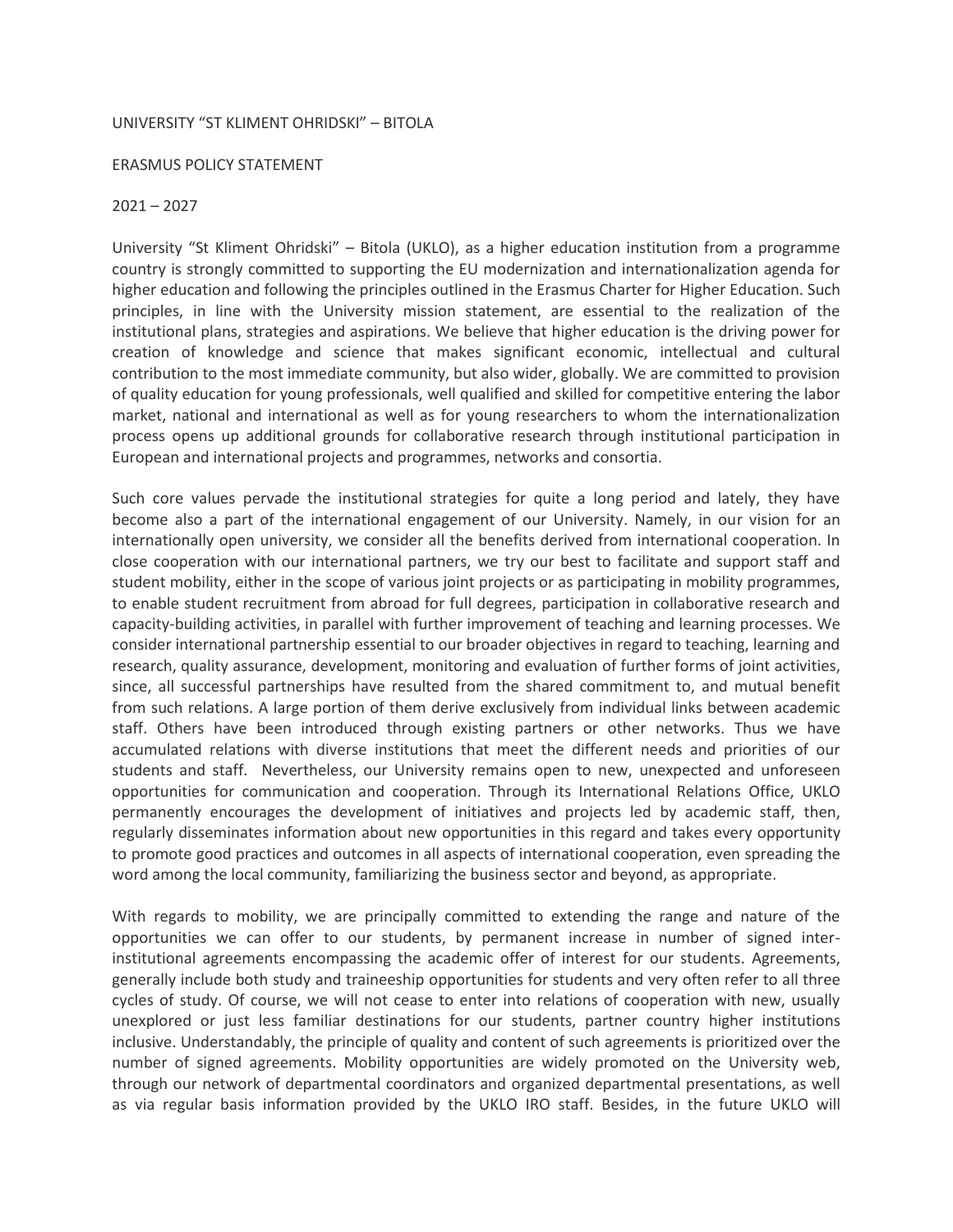UNIVERSITY "ST KLIMENT OHRIDSKI" – BITOLA

ERASMUS POLICY STATEMENT

2021 – 2027

University "St Kliment Ohridski" – Bitola (UKLO), as a higher education institution from a programme country is strongly committed to supporting the EU modernization and internationalization agenda for higher education and following the principles outlined in the Erasmus Charter for Higher Education. Such principles, in line with the University mission statement, are essential to the realization of the institutional plans, strategies and aspirations. We believe that higher education is the driving power for creation of knowledge and science that makes significant economic, intellectual and cultural contribution to the most immediate community, but also wider, globally. We are committed to provision of quality education for young professionals, well qualified and skilled for competitive entering the labor market, national and international as well as for young researchers to whom the internationalization process opens up additional grounds for collaborative research through institutional participation in European and international projects and programmes, networks and consortia.

Such core values pervade the institutional strategies for quite a long period and lately, they have become also a part of the international engagement of our University. Namely, in our vision for an internationally open university, we consider all the benefits derived from international cooperation. In close cooperation with our international partners, we try our best to facilitate and support staff and student mobility, either in the scope of various joint projects or as participating in mobility programmes, to enable student recruitment from abroad for full degrees, participation in collaborative research and capacity-building activities, in parallel with further improvement of teaching and learning processes. We consider international partnership essential to our broader objectives in regard to teaching, learning and research, quality assurance, development, monitoring and evaluation of further forms of joint activities, since, all successful partnerships have resulted from the shared commitment to, and mutual benefit from such relations. A large portion of them derive exclusively from individual links between academic staff. Others have been introduced through existing partners or other networks. Thus we have accumulated relations with diverse institutions that meet the different needs and priorities of our students and staff. Nevertheless, our University remains open to new, unexpected and unforeseen opportunities for communication and cooperation. Through its International Relations Office, UKLO permanently encourages the development of initiatives and projects led by academic staff, then, regularly disseminates information about new opportunities in this regard and takes every opportunity to promote good practices and outcomes in all aspects of international cooperation, even spreading the word among the local community, familiarizing the business sector and beyond, as appropriate.

With regards to mobility, we are principally committed to extending the range and nature of the opportunities we can offer to our students, by permanent increase in number of signed inter-institutional agreements encompassing the academic offer of interest for our students. Agreements, generally include both study and traineeship opportunities for students and very often refer to all three cycles of study. Of course, we will not cease to enter into relations of cooperation with new, usually unexplored or just less familiar destinations for our students, partner country higher institutions inclusive. Understandably, the principle of quality and content of such agreements is prioritized over the number of signed agreements. Mobility opportunities are widely promoted on the University web, through our network of departmental coordinators and organized departmental presentations, as well as via regular basis information provided by the UKLO IRO staff. Besides, in the future UKLO will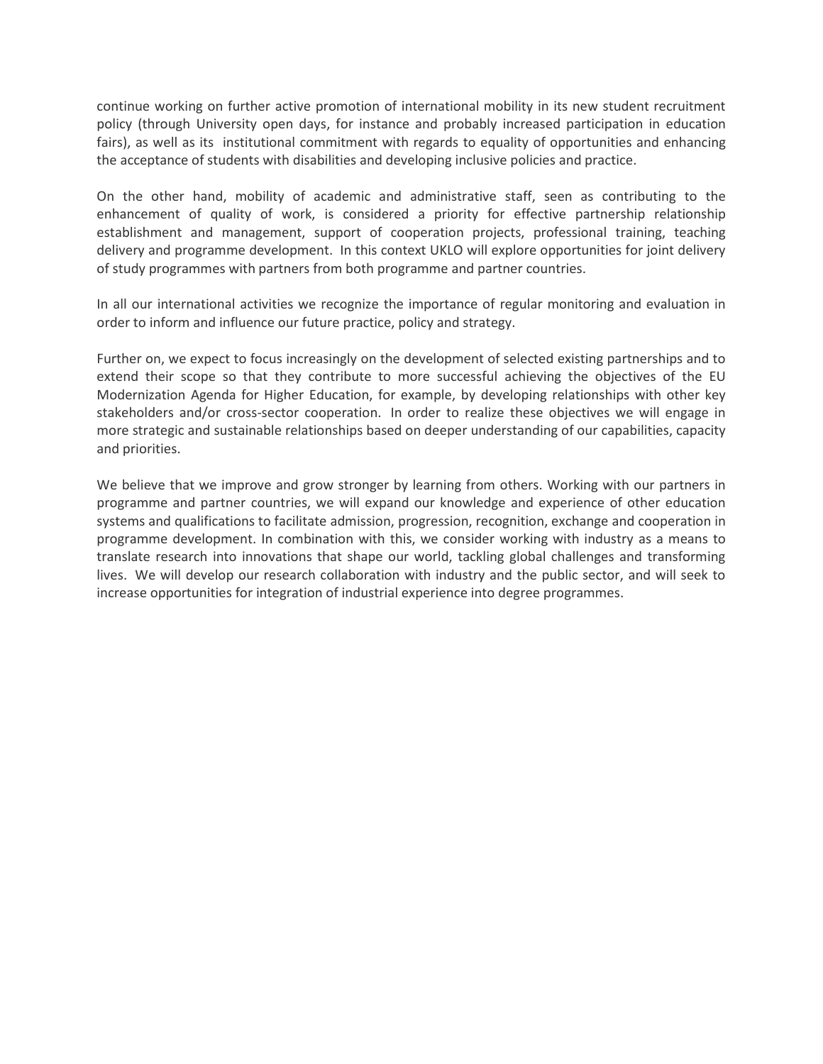continue working on further active promotion of international mobility in its new student recruitment policy (through University open days, for instance and probably increased participation in education fairs), as well as its institutional commitment with regards to equality of opportunities and enhancing the acceptance of students with disabilities and developing inclusive policies and practice.

On the other hand, mobility of academic and administrative staff, seen as contributing to the enhancement of quality of work, is considered a priority for effective partnership relationship establishment and management, support of cooperation projects, professional training, teaching delivery and programme development. In this context UKLO will explore opportunities for joint delivery of study programmes with partners from both programme and partner countries.

In all our international activities we recognize the importance of regular monitoring and evaluation in order to inform and influence our future practice, policy and strategy.

Further on, we expect to focus increasingly on the development of selected existing partnerships and to extend their scope so that they contribute to more successful achieving the objectives of the EU Modernization Agenda for Higher Education, for example, by developing relationships with other key stakeholders and/or cross-sector cooperation. In order to realize these objectives we will engage in more strategic and sustainable relationships based on deeper understanding of our capabilities, capacity and priorities.

We believe that we improve and grow stronger by learning from others. Working with our partners in programme and partner countries, we will expand our knowledge and experience of other education systems and qualifications to facilitate admission, progression, recognition, exchange and cooperation in programme development. In combination with this, we consider working with industry as a means to translate research into innovations that shape our world, tackling global challenges and transforming lives. We will develop our research collaboration with industry and the public sector, and will seek to increase opportunities for integration of industrial experience into degree programmes.